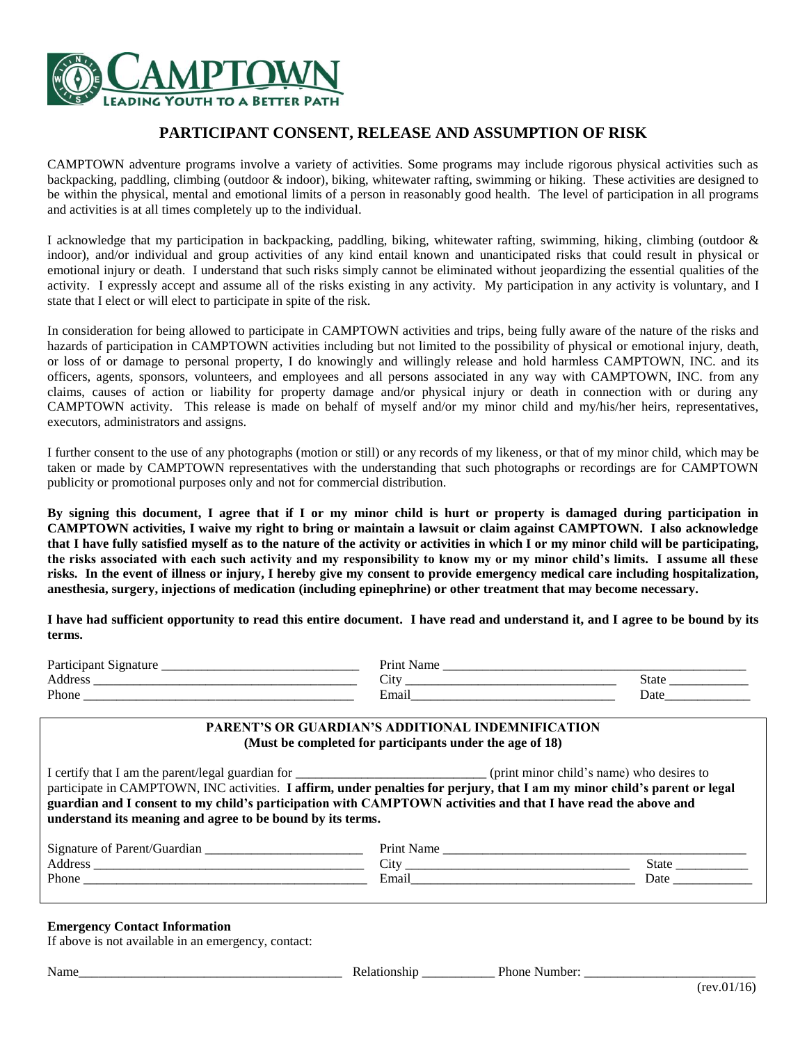CAMPTOWN
LEADING YOUTH TO A BETTER PATH

# PARTICIPANT CONSENT, RELEASE AND ASSUMPTION OF RISK

CAMPTOWN adventure programs involve a variety of activities. Some programs may include rigorous physical activities such as backpacking, paddling, climbing (outdoor & indoor), biking, whitewater rafting, swimming or hiking. These activities are designed to be within the physical, mental and emotional limits of a person in reasonably good health. The level of participation in all programs and activities is at all times completely up to the individual.

I acknowledge that my participation in backpacking, paddling, biking, whitewater rafting, swimming, hiking, climbing (outdoor & indoor), and/or individual and group activities of any kind entail known and unanticipated risks that could result in physical or emotional injury or death. I understand that such risks simply cannot be eliminated without jeopardizing the essential qualities of the activity. I expressly accept and assume all of the risks existing in any activity. My participation in any activity is voluntary, and I state that I elect or will elect to participate in spite of the risk.

In consideration for being allowed to participate in CAMPTOWN activities and trips, being fully aware of the nature of the risks and hazards of participation in CAMPTOWN activities including but not limited to the possibility of physical or emotional injury, death, or loss of or damage to personal property, I do knowingly and willingly release and hold harmless CAMPTOWN, INC. and its officers, agents, sponsors, volunteers, and employees and all persons associated in any way with CAMPTOWN, INC. from any claims, causes of action or liability for property damage and/or physical injury or death in connection with or during any CAMPTOWN activity. This release is made on behalf of myself and/or my minor child and my/his/her heirs, representatives, executors, administrators and assigns.

I further consent to the use of any photographs (motion or still) or any records of my likeness, or that of my minor child, which may be taken or made by CAMPTOWN representatives with the understanding that such photographs or recordings are for CAMPTOWN publicity or promotional purposes only and not for commercial distribution.

**By signing this document, I agree that if I or my minor child is hurt or property is damaged during participation in CAMPTOWN activities, I waive my right to bring or maintain a lawsuit or claim against CAMPTOWN. I also acknowledge that I have fully satisfied myself as to the nature of the activity or activities in which I or my minor child will be participating, the risks associated with each such activity and my responsibility to know my or my minor child's limits. I assume all these risks. In the event of illness or injury, I hereby give my consent to provide emergency medical care including hospitalization, anesthesia, surgery, injections of medication (including epinephrine) or other treatment that may become necessary.**

**I have had sufficient opportunity to read this entire document. I have read and understand it, and I agree to be bound by its terms.**

Participant Signature ______________________________ Print Name ______________________________________________

Address ________________________________________ City _______________________________ State ____________

Phone __________________________________________ Email______________________________ Date_____________

## PARENT'S OR GUARDIAN'S ADDITIONAL INDEMNIFICATION
**(Must be completed for participants under the age of 18)**

I certify that I am the parent/legal guardian for ____________________________ (print minor child's name) who desires to participate in CAMPTOWN, INC activities. **I affirm, under penalties for perjury, that I am my minor child's parent or legal guardian and I consent to my child's participation with CAMPTOWN activities and that I have read the above and understand its meaning and agree to be bound by its terms.**

Signature of Parent/Guardian ________________________ Print Name ______________________________________________

Address ________________________________________ City _________________________________ State ___________

Phone __________________________________________ Email________________________________ Date ____________

**Emergency Contact Information**

If above is not available in an emergency, contact:

Name________________________________________ Relationship ___________ Phone Number: __________________________

(rev.01/16)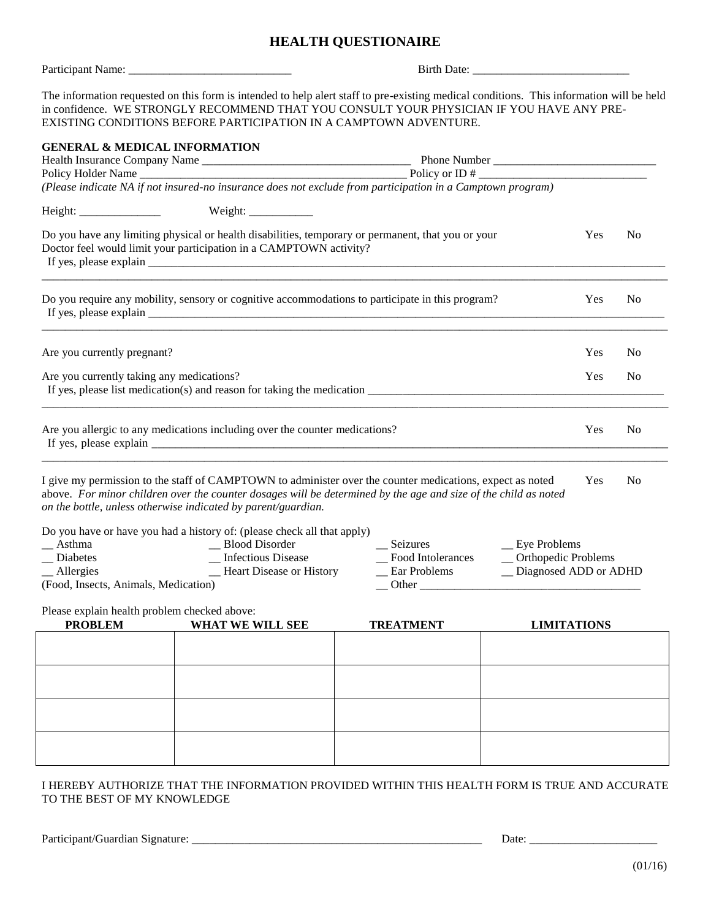# HEALTH QUESTIONAIRE

Participant Name: ____________________________ Birth Date: ___________________________

The information requested on this form is intended to help alert staff to pre-existing medical conditions. This information will be held in confidence. WE STRONGLY RECOMMEND THAT YOU CONSULT YOUR PHYSICIAN IF YOU HAVE ANY PRE-EXISTING CONDITIONS BEFORE PARTICIPATION IN A CAMPTOWN ADVENTURE.

**GENERAL & MEDICAL INFORMATION**

Health Insurance Company Name ___________________________________ Phone Number ____________________________

Policy Holder Name _______________________________________________ Policy or ID # ____________________________

*(Please indicate NA if not insured-no insurance does not exclude from participation in a Camptown program)*

Height: ______________ Weight: ___________

Do you have any limiting physical or health disabilities, temporary or permanent, that you or your Doctor feel would limit your participation in a CAMPTOWN activity? Yes No

If yes, please explain ____________________________________________________________________________________

______________________________________________________________________________________________________

Do you require any mobility, sensory or cognitive accommodations to participate in this program? Yes No

If yes, please explain ____________________________________________________________________________________

______________________________________________________________________________________________________

Are you currently pregnant? Yes No

Are you currently taking any medications? Yes No

If yes, please list medication(s) and reason for taking the medication ___________________________________________________

______________________________________________________________________________________________________

Are you allergic to any medications including over the counter medications? Yes No

If yes, please explain ____________________________________________________________________________________

______________________________________________________________________________________________________

I give my permission to the staff of CAMPTOWN to administer over the counter medications, expect as noted above. *For minor children over the counter dosages will be determined by the age and size of the child as noted on the bottle, unless otherwise indicated by parent/guardian.* Yes No

Do you have or have you had a history of: (please check all that apply)

- __ Asthma
- __ Diabetes
- __ Allergies (Food, Insects, Animals, Medication)
- __ Blood Disorder
- __ Infectious Disease
- __ Heart Disease or History
- __ Seizures
- __ Food Intolerances
- __ Ear Problems
- __ Other ______________________________________
- __ Eye Problems
- __ Orthopedic Problems
- __ Diagnosed ADD or ADHD

Please explain health problem checked above:

| PROBLEM | WHAT WE WILL SEE | TREATMENT | LIMITATIONS |
|---|---|---|---|
| | | | |
| | | | |
| | | | |
| | | | |

I HEREBY AUTHORIZE THAT THE INFORMATION PROVIDED WITHIN THIS HEALTH FORM IS TRUE AND ACCURATE TO THE BEST OF MY KNOWLEDGE

Participant/Guardian Signature: ____________________________________________________ Date: ______________________

(01/16)